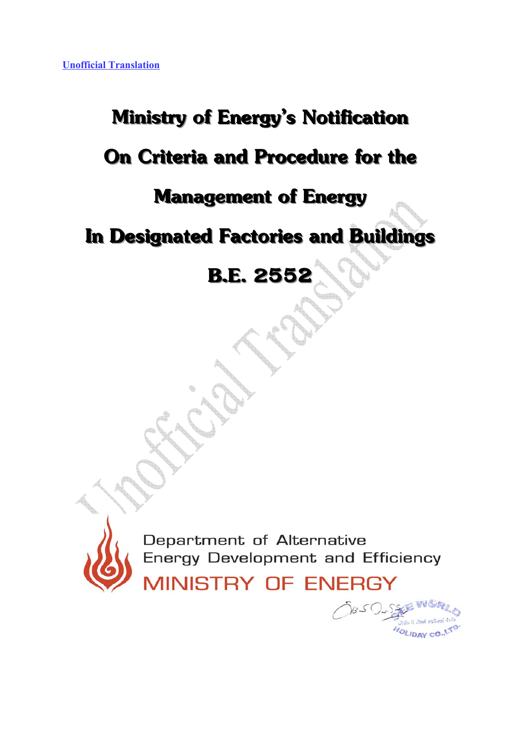Unofficial Translation

# Ministry of Energy's Notification

# On Criteria and Procedure for the

# Management of Energy

# In Designated Factories and Buildings

# B.E. 2552

Department of Alternative Energy Development and Efficiency

MINISTRY OF ENERGY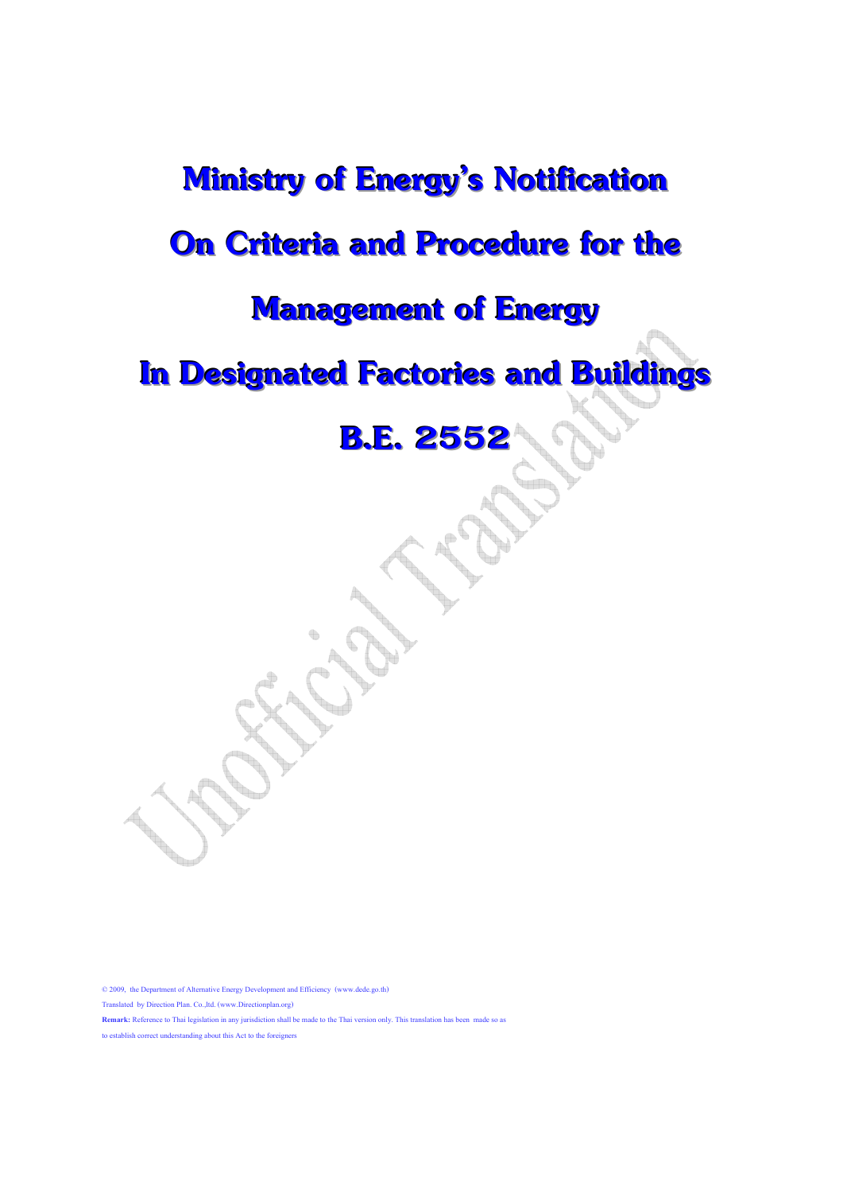# Ministry of Energy's Notification On Criteria and Procedure for the Management of Energy In Designated Factories and Buildings B.E. 2552

© 2009, the Department of Alternative Energy Development and Efficiency (www.dede.go.th)

Translated by Direction Plan. Co.,ltd. (www.Directionplan.org)

**Remark:** Reference to Thai legislation in any jurisdiction shall be made to the Thai version only. This translation has been made so as to establish correct understanding about this Act to the foreigners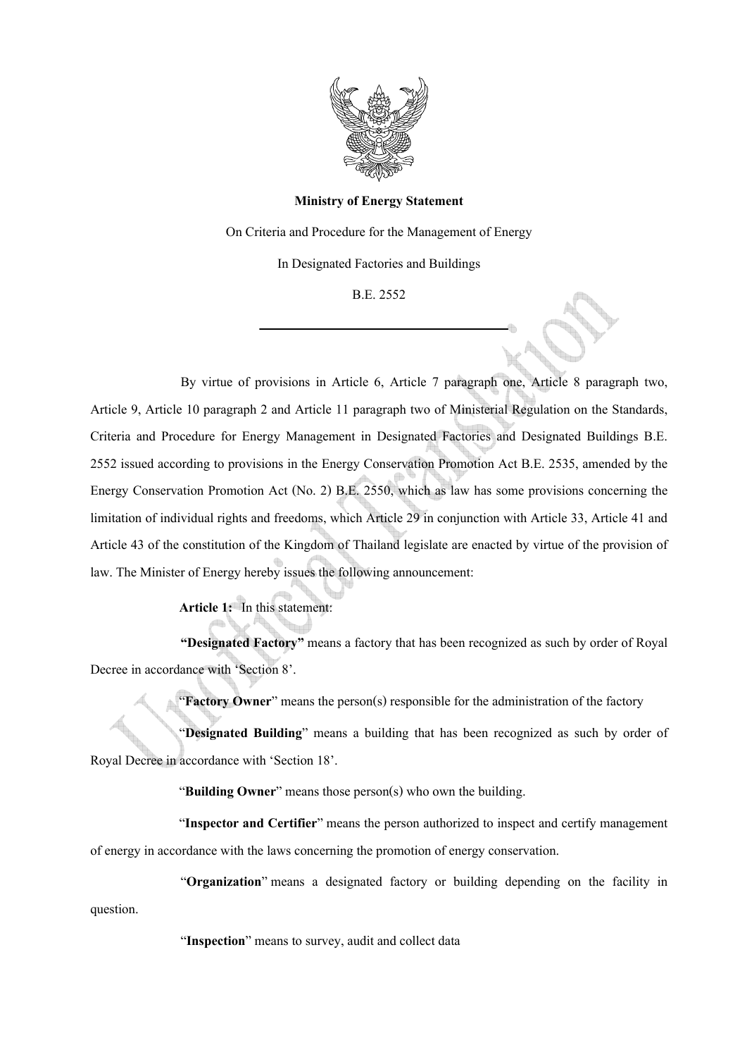**Ministry of Energy Statement**

On Criteria and Procedure for the Management of Energy

In Designated Factories and Buildings

B.E. 2552

---

By virtue of provisions in Article 6, Article 7 paragraph one, Article 8 paragraph two, Article 9, Article 10 paragraph 2 and Article 11 paragraph two of Ministerial Regulation on the Standards, Criteria and Procedure for Energy Management in Designated Factories and Designated Buildings B.E. 2552 issued according to provisions in the Energy Conservation Promotion Act B.E. 2535, amended by the Energy Conservation Promotion Act (No. 2) B.E. 2550, which as law has some provisions concerning the limitation of individual rights and freedoms, which Article 29 in conjunction with Article 33, Article 41 and Article 43 of the constitution of the Kingdom of Thailand legislate are enacted by virtue of the provision of law. The Minister of Energy hereby issues the following announcement:

**Article 1:** In this statement:

**"Designated Factory"** means a factory that has been recognized as such by order of Royal Decree in accordance with 'Section 8'.

"**Factory Owner**" means the person(s) responsible for the administration of the factory

"**Designated Building**" means a building that has been recognized as such by order of Royal Decree in accordance with 'Section 18'.

"**Building Owner**" means those person(s) who own the building.

"**Inspector and Certifier**" means the person authorized to inspect and certify management of energy in accordance with the laws concerning the promotion of energy conservation.

"**Organization**" means a designated factory or building depending on the facility in question.

"**Inspection**" means to survey, audit and collect data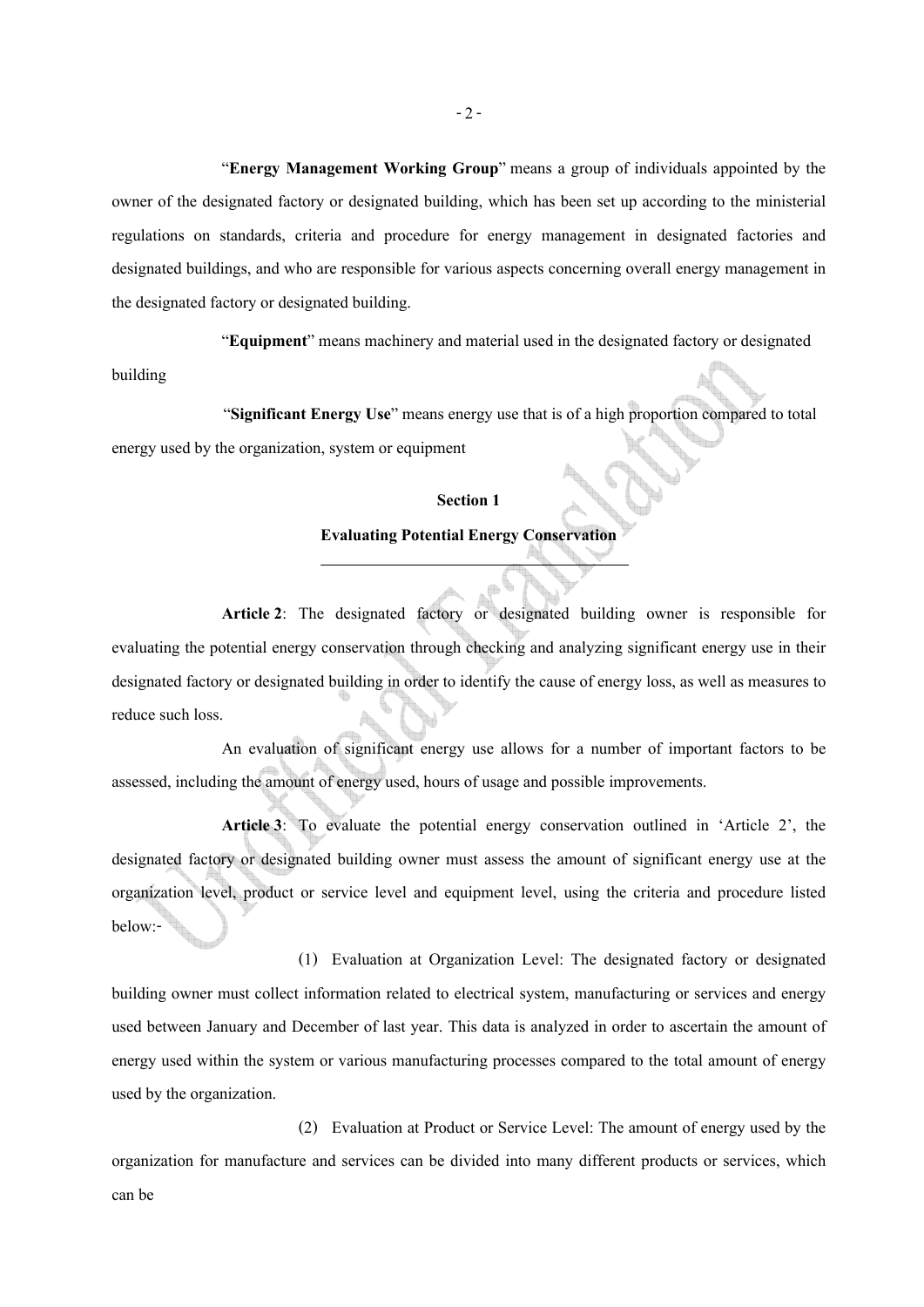"**Energy Management Working Group**" means a group of individuals appointed by the owner of the designated factory or designated building, which has been set up according to the ministerial regulations on standards, criteria and procedure for energy management in designated factories and designated buildings, and who are responsible for various aspects concerning overall energy management in the designated factory or designated building.

"**Equipment**" means machinery and material used in the designated factory or designated building

"**Significant Energy Use**" means energy use that is of a high proportion compared to total energy used by the organization, system or equipment

## Section 1

## Evaluating Potential Energy Conservation

**Article 2**: The designated factory or designated building owner is responsible for evaluating the potential energy conservation through checking and analyzing significant energy use in their designated factory or designated building in order to identify the cause of energy loss, as well as measures to reduce such loss.

An evaluation of significant energy use allows for a number of important factors to be assessed, including the amount of energy used, hours of usage and possible improvements.

**Article 3**: To evaluate the potential energy conservation outlined in 'Article 2', the designated factory or designated building owner must assess the amount of significant energy use at the organization level, product or service level and equipment level, using the criteria and procedure listed below:-

(1) Evaluation at Organization Level: The designated factory or designated building owner must collect information related to electrical system, manufacturing or services and energy used between January and December of last year. This data is analyzed in order to ascertain the amount of energy used within the system or various manufacturing processes compared to the total amount of energy used by the organization.

(2) Evaluation at Product or Service Level: The amount of energy used by the organization for manufacture and services can be divided into many different products or services, which can be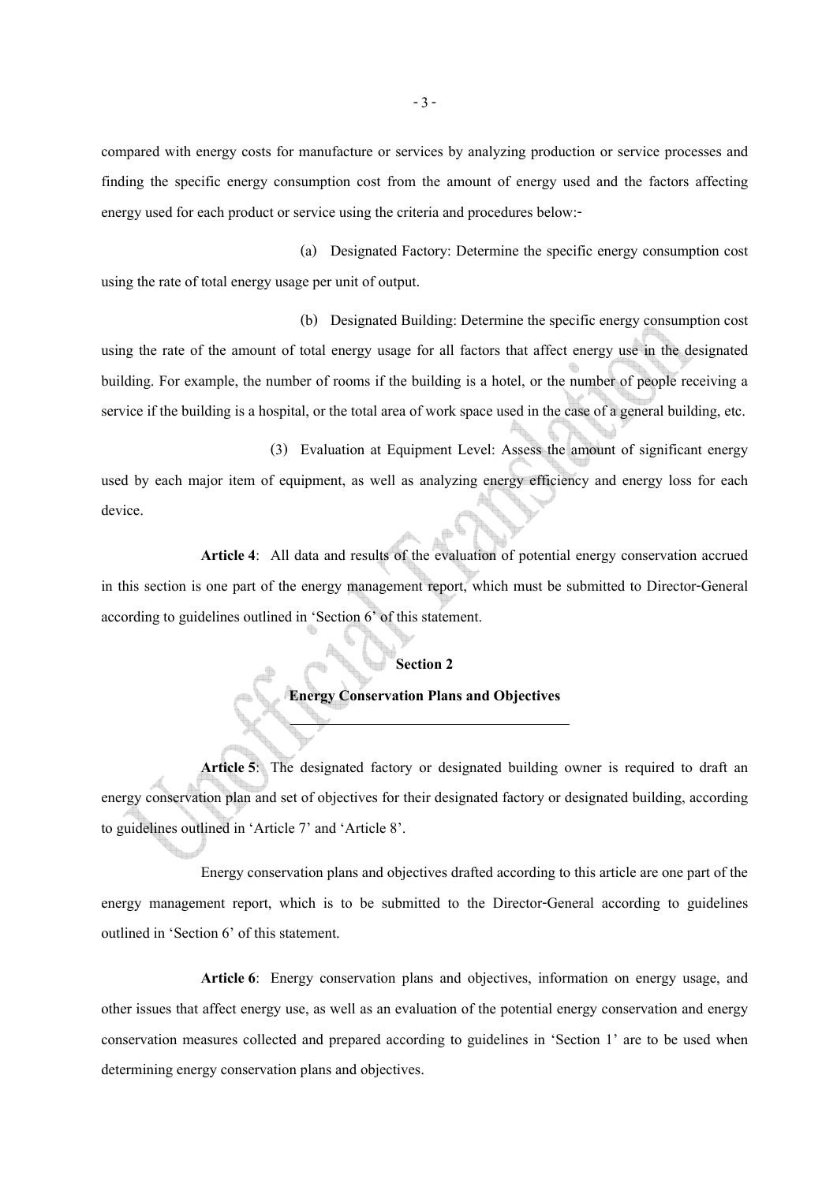compared with energy costs for manufacture or services by analyzing production or service processes and finding the specific energy consumption cost from the amount of energy used and the factors affecting energy used for each product or service using the criteria and procedures below:-

(a) Designated Factory: Determine the specific energy consumption cost using the rate of total energy usage per unit of output.

(b) Designated Building: Determine the specific energy consumption cost using the rate of the amount of total energy usage for all factors that affect energy use in the designated building. For example, the number of rooms if the building is a hotel, or the number of people receiving a service if the building is a hospital, or the total area of work space used in the case of a general building, etc.

(3) Evaluation at Equipment Level: Assess the amount of significant energy used by each major item of equipment, as well as analyzing energy efficiency and energy loss for each device.

**Article 4**: All data and results of the evaluation of potential energy conservation accrued in this section is one part of the energy management report, which must be submitted to Director-General according to guidelines outlined in 'Section 6' of this statement.

## Section 2

## Energy Conservation Plans and Objectives

**Article 5**: The designated factory or designated building owner is required to draft an energy conservation plan and set of objectives for their designated factory or designated building, according to guidelines outlined in 'Article 7' and 'Article 8'.

Energy conservation plans and objectives drafted according to this article are one part of the energy management report, which is to be submitted to the Director-General according to guidelines outlined in 'Section 6' of this statement.

**Article 6**: Energy conservation plans and objectives, information on energy usage, and other issues that affect energy use, as well as an evaluation of the potential energy conservation and energy conservation measures collected and prepared according to guidelines in 'Section 1' are to be used when determining energy conservation plans and objectives.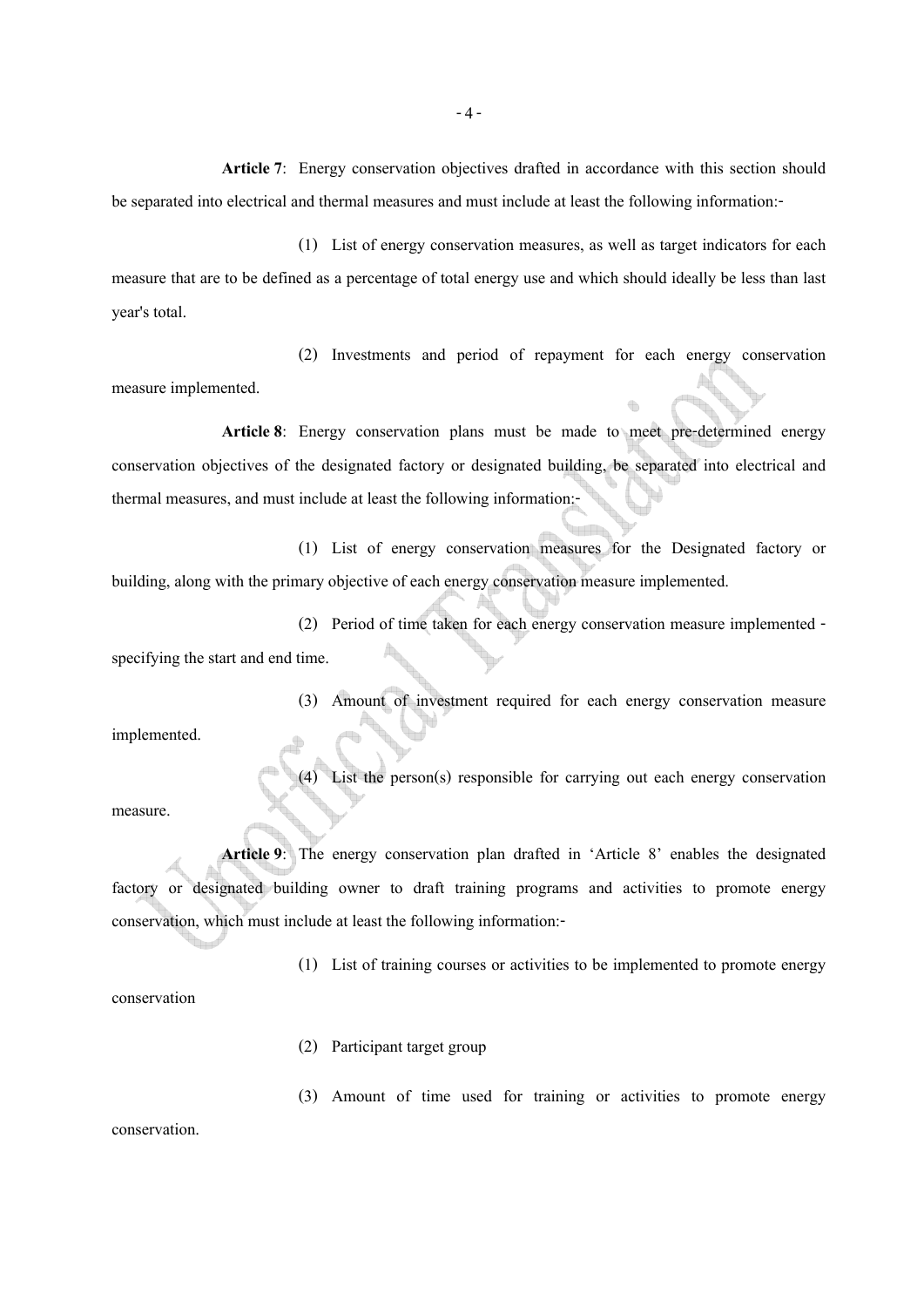**Article 7**: Energy conservation objectives drafted in accordance with this section should be separated into electrical and thermal measures and must include at least the following information:-

(1) List of energy conservation measures, as well as target indicators for each measure that are to be defined as a percentage of total energy use and which should ideally be less than last year's total.

(2) Investments and period of repayment for each energy conservation measure implemented.

**Article 8**: Energy conservation plans must be made to meet pre-determined energy conservation objectives of the designated factory or designated building, be separated into electrical and thermal measures, and must include at least the following information:-

(1) List of energy conservation measures for the Designated factory or building, along with the primary objective of each energy conservation measure implemented.

(2) Period of time taken for each energy conservation measure implemented - specifying the start and end time.

(3) Amount of investment required for each energy conservation measure implemented.

(4) List the person(s) responsible for carrying out each energy conservation measure.

**Article 9**: The energy conservation plan drafted in 'Article 8' enables the designated factory or designated building owner to draft training programs and activities to promote energy conservation, which must include at least the following information:-

(1) List of training courses or activities to be implemented to promote energy conservation

(2) Participant target group

(3) Amount of time used for training or activities to promote energy conservation.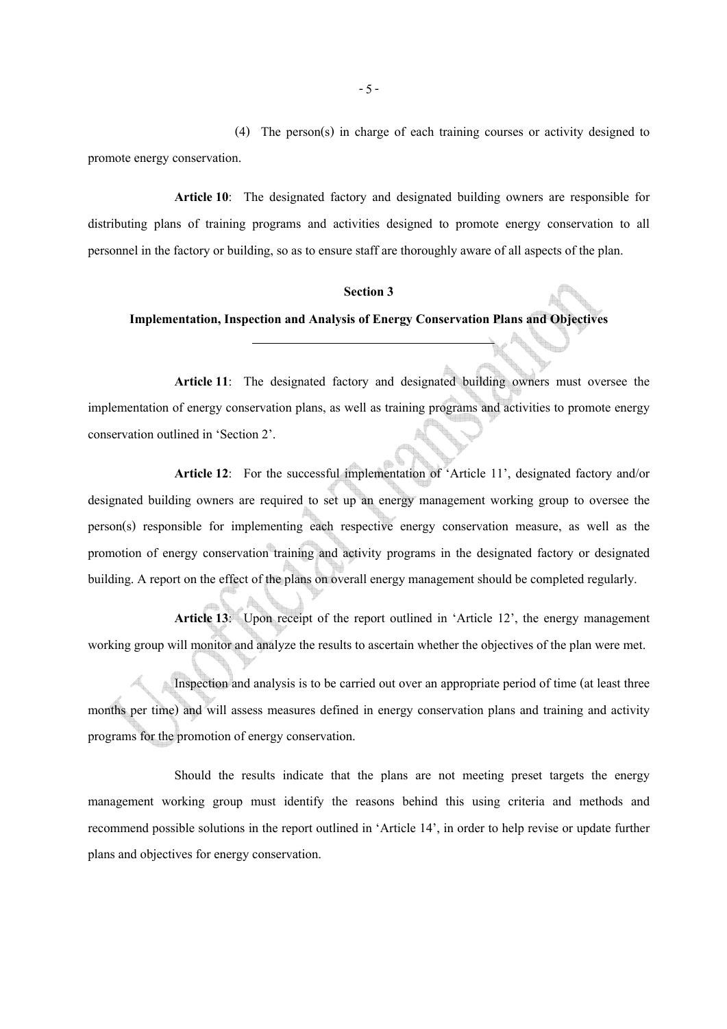(4) The person(s) in charge of each training courses or activity designed to promote energy conservation.

**Article 10**: The designated factory and designated building owners are responsible for distributing plans of training programs and activities designed to promote energy conservation to all personnel in the factory or building, so as to ensure staff are thoroughly aware of all aspects of the plan.

## Section 3

## Implementation, Inspection and Analysis of Energy Conservation Plans and Objectives

**Article 11**: The designated factory and designated building owners must oversee the implementation of energy conservation plans, as well as training programs and activities to promote energy conservation outlined in 'Section 2'.

**Article 12**: For the successful implementation of 'Article 11', designated factory and/or designated building owners are required to set up an energy management working group to oversee the person(s) responsible for implementing each respective energy conservation measure, as well as the promotion of energy conservation training and activity programs in the designated factory or designated building. A report on the effect of the plans on overall energy management should be completed regularly.

**Article 13**: Upon receipt of the report outlined in 'Article 12', the energy management working group will monitor and analyze the results to ascertain whether the objectives of the plan were met.

Inspection and analysis is to be carried out over an appropriate period of time (at least three months per time) and will assess measures defined in energy conservation plans and training and activity programs for the promotion of energy conservation.

Should the results indicate that the plans are not meeting preset targets the energy management working group must identify the reasons behind this using criteria and methods and recommend possible solutions in the report outlined in 'Article 14', in order to help revise or update further plans and objectives for energy conservation.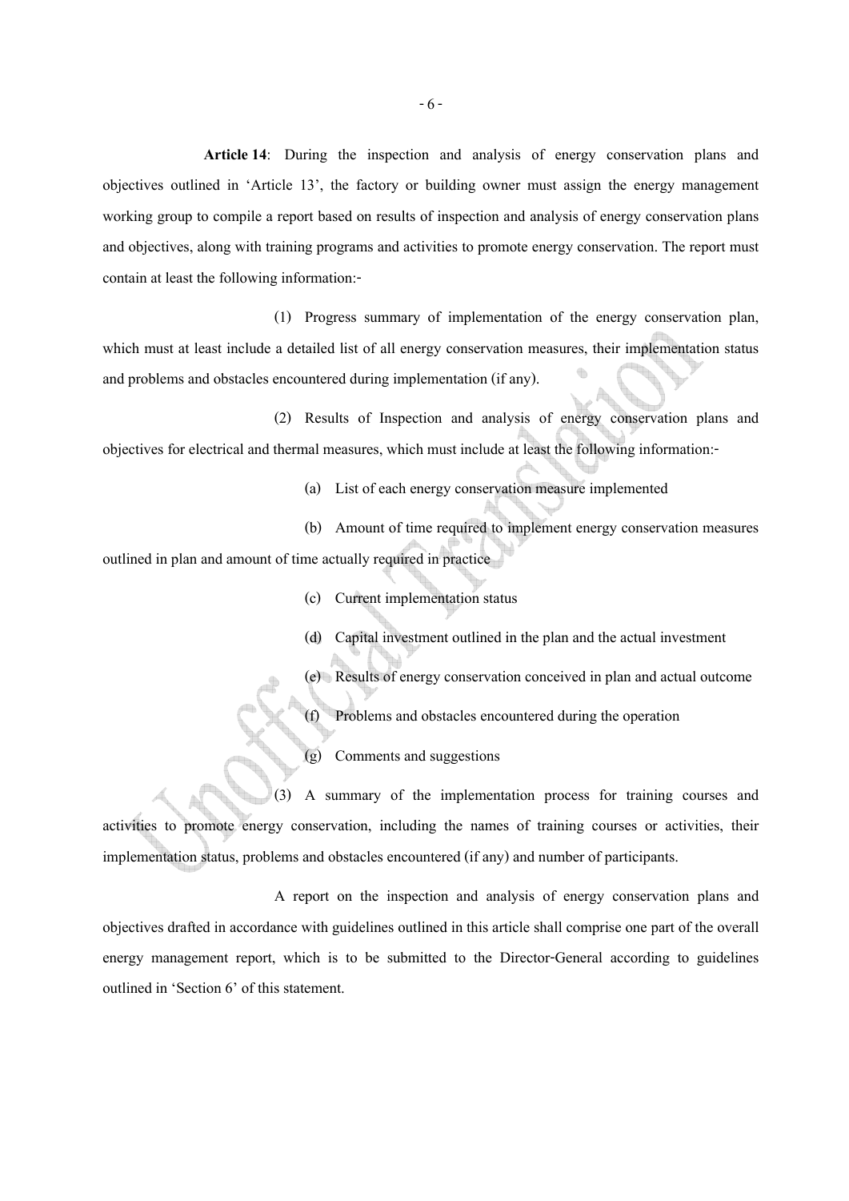**Article 14**: During the inspection and analysis of energy conservation plans and objectives outlined in 'Article 13', the factory or building owner must assign the energy management working group to compile a report based on results of inspection and analysis of energy conservation plans and objectives, along with training programs and activities to promote energy conservation. The report must contain at least the following information:-

(1) Progress summary of implementation of the energy conservation plan, which must at least include a detailed list of all energy conservation measures, their implementation status and problems and obstacles encountered during implementation (if any).

(2) Results of Inspection and analysis of energy conservation plans and objectives for electrical and thermal measures, which must include at least the following information:-

(a) List of each energy conservation measure implemented

(b) Amount of time required to implement energy conservation measures outlined in plan and amount of time actually required in practice

(c) Current implementation status

(d) Capital investment outlined in the plan and the actual investment

(e) Results of energy conservation conceived in plan and actual outcome

(f) Problems and obstacles encountered during the operation

(g) Comments and suggestions

(3) A summary of the implementation process for training courses and activities to promote energy conservation, including the names of training courses or activities, their implementation status, problems and obstacles encountered (if any) and number of participants.

A report on the inspection and analysis of energy conservation plans and objectives drafted in accordance with guidelines outlined in this article shall comprise one part of the overall energy management report, which is to be submitted to the Director-General according to guidelines outlined in 'Section 6' of this statement.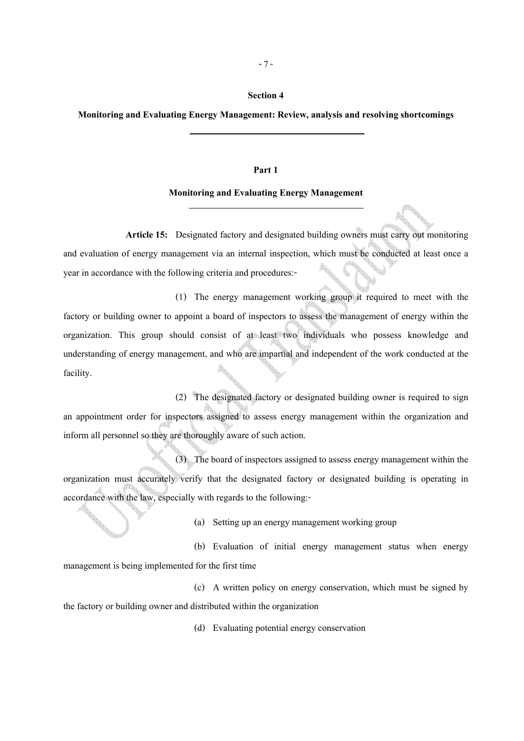## Section 4

## Monitoring and Evaluating Energy Management: Review, analysis and resolving shortcomings

### Part 1

### Monitoring and Evaluating Energy Management

**Article 15:** Designated factory and designated building owners must carry out monitoring and evaluation of energy management via an internal inspection, which must be conducted at least once a year in accordance with the following criteria and procedures:-

(1) The energy management working group it required to meet with the factory or building owner to appoint a board of inspectors to assess the management of energy within the organization. This group should consist of at least two individuals who possess knowledge and understanding of energy management, and who are impartial and independent of the work conducted at the facility.

(2) The designated factory or designated building owner is required to sign an appointment order for inspectors assigned to assess energy management within the organization and inform all personnel so they are thoroughly aware of such action.

(3) The board of inspectors assigned to assess energy management within the organization must accurately verify that the designated factory or designated building is operating in accordance with the law, especially with regards to the following:-

(a) Setting up an energy management working group

(b) Evaluation of initial energy management status when energy management is being implemented for the first time

(c) A written policy on energy conservation, which must be signed by the factory or building owner and distributed within the organization

(d) Evaluating potential energy conservation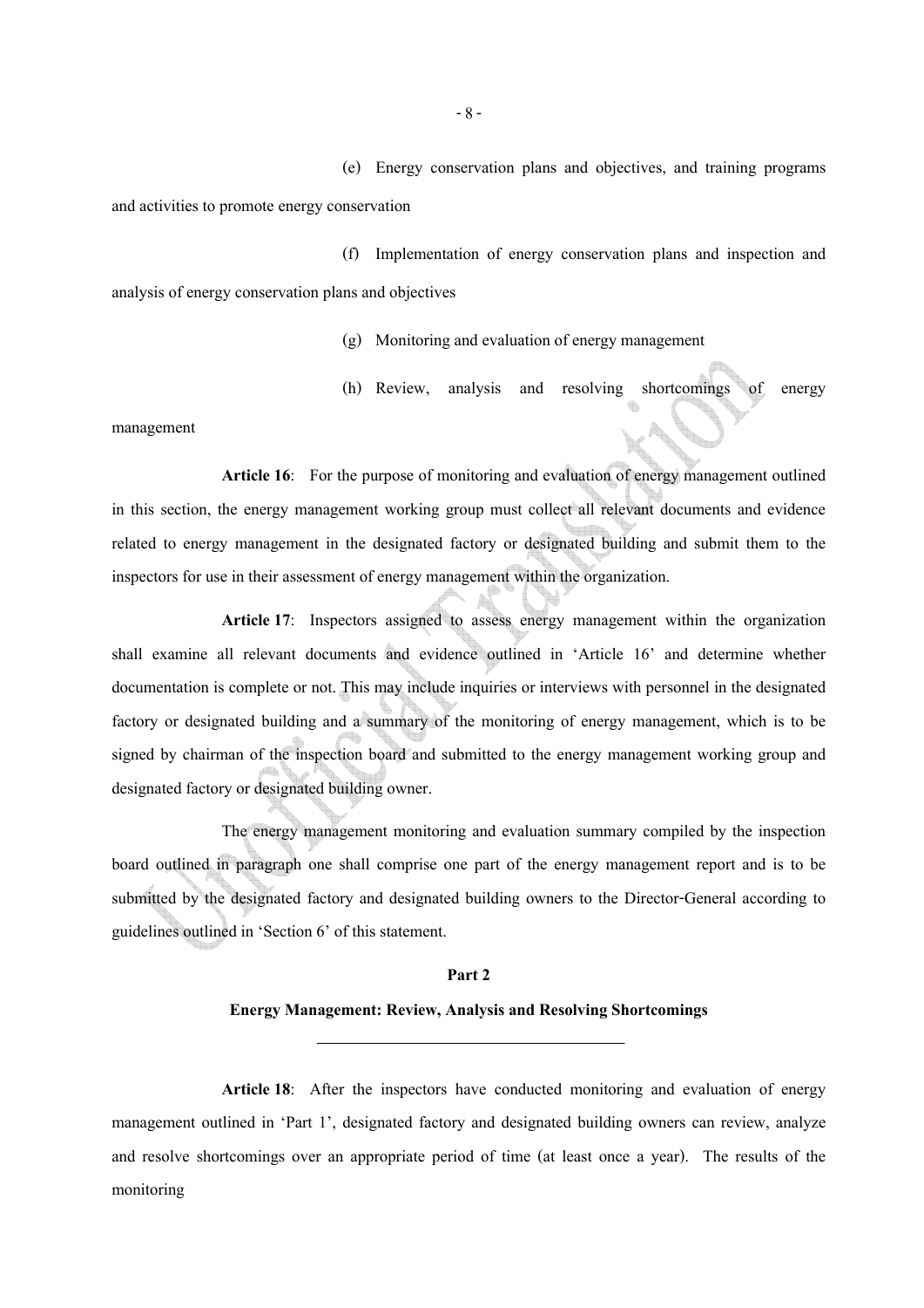(e) Energy conservation plans and objectives, and training programs and activities to promote energy conservation

(f) Implementation of energy conservation plans and inspection and analysis of energy conservation plans and objectives

(g) Monitoring and evaluation of energy management

(h) Review, analysis and resolving shortcomings of energy management

**Article 16**: For the purpose of monitoring and evaluation of energy management outlined in this section, the energy management working group must collect all relevant documents and evidence related to energy management in the designated factory or designated building and submit them to the inspectors for use in their assessment of energy management within the organization.

**Article 17**: Inspectors assigned to assess energy management within the organization shall examine all relevant documents and evidence outlined in 'Article 16' and determine whether documentation is complete or not. This may include inquiries or interviews with personnel in the designated factory or designated building and a summary of the monitoring of energy management, which is to be signed by chairman of the inspection board and submitted to the energy management working group and designated factory or designated building owner.

The energy management monitoring and evaluation summary compiled by the inspection board outlined in paragraph one shall comprise one part of the energy management report and is to be submitted by the designated factory and designated building owners to the Director-General according to guidelines outlined in 'Section 6' of this statement.

## Part 2

## Energy Management: Review, Analysis and Resolving Shortcomings

**Article 18**: After the inspectors have conducted monitoring and evaluation of energy management outlined in 'Part 1', designated factory and designated building owners can review, analyze and resolve shortcomings over an appropriate period of time (at least once a year). The results of the monitoring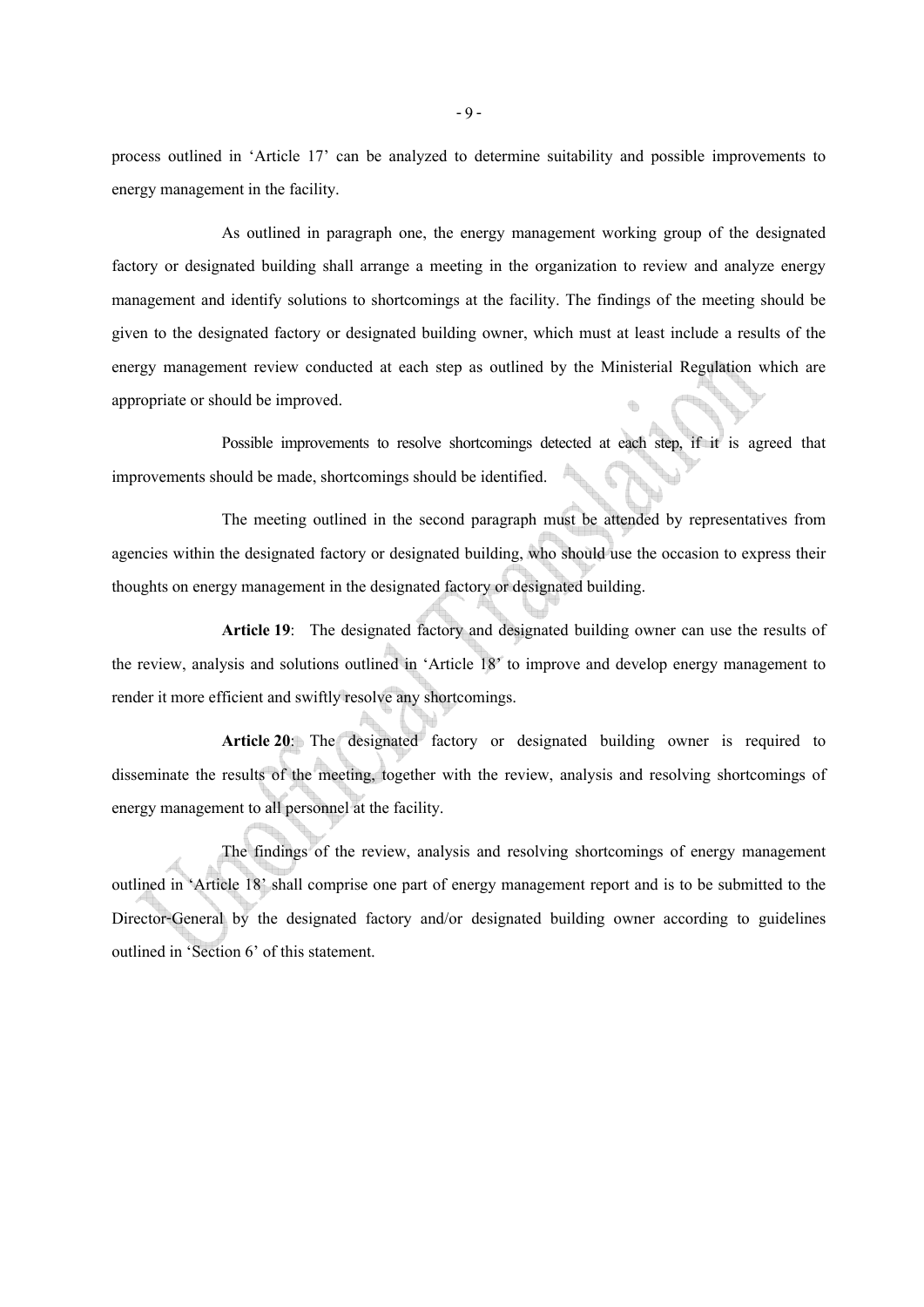process outlined in 'Article 17' can be analyzed to determine suitability and possible improvements to energy management in the facility.

As outlined in paragraph one, the energy management working group of the designated factory or designated building shall arrange a meeting in the organization to review and analyze energy management and identify solutions to shortcomings at the facility. The findings of the meeting should be given to the designated factory or designated building owner, which must at least include a results of the energy management review conducted at each step as outlined by the Ministerial Regulation which are appropriate or should be improved.

Possible improvements to resolve shortcomings detected at each step, if it is agreed that improvements should be made, shortcomings should be identified.

The meeting outlined in the second paragraph must be attended by representatives from agencies within the designated factory or designated building, who should use the occasion to express their thoughts on energy management in the designated factory or designated building.

**Article 19**: The designated factory and designated building owner can use the results of the review, analysis and solutions outlined in 'Article 18' to improve and develop energy management to render it more efficient and swiftly resolve any shortcomings.

**Article 20**: The designated factory or designated building owner is required to disseminate the results of the meeting, together with the review, analysis and resolving shortcomings of energy management to all personnel at the facility.

The findings of the review, analysis and resolving shortcomings of energy management outlined in 'Article 18' shall comprise one part of energy management report and is to be submitted to the Director-General by the designated factory and/or designated building owner according to guidelines outlined in 'Section 6' of this statement.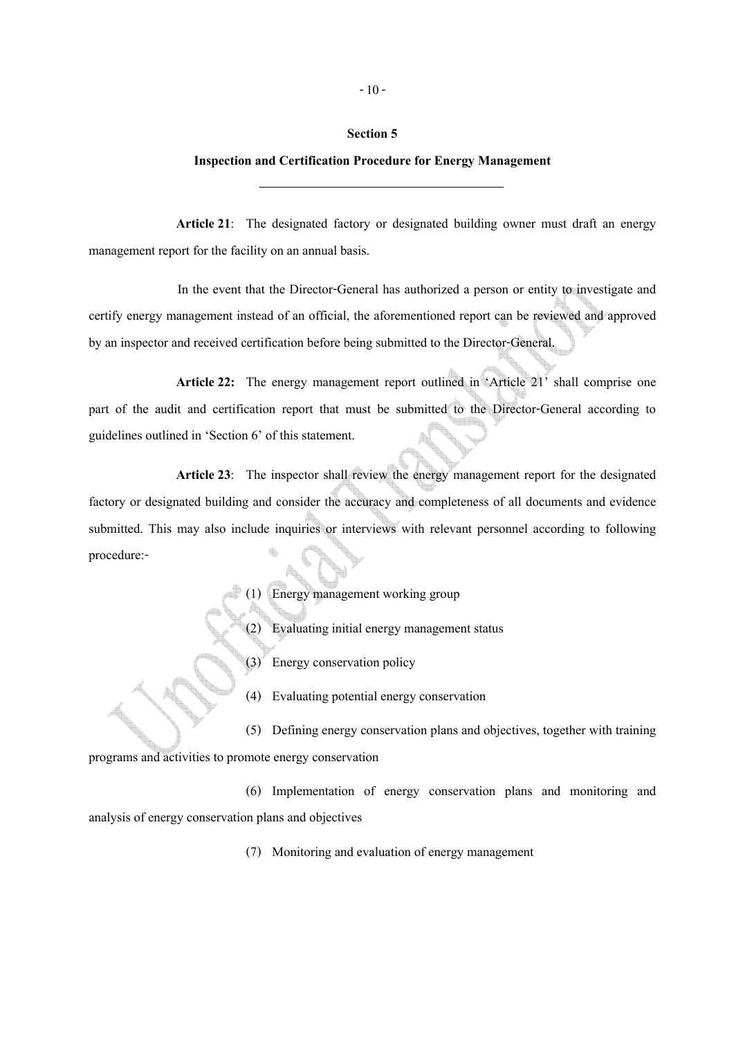## Section 5

### Inspection and Certification Procedure for Energy Management

**Article 21**: The designated factory or designated building owner must draft an energy management report for the facility on an annual basis.

In the event that the Director-General has authorized a person or entity to investigate and certify energy management instead of an official, the aforementioned report can be reviewed and approved by an inspector and received certification before being submitted to the Director-General.

**Article 22:** The energy management report outlined in 'Article 21' shall comprise one part of the audit and certification report that must be submitted to the Director-General according to guidelines outlined in 'Section 6' of this statement.

**Article 23**: The inspector shall review the energy management report for the designated factory or designated building and consider the accuracy and completeness of all documents and evidence submitted. This may also include inquiries or interviews with relevant personnel according to following procedure:-

(1) Energy management working group

(2) Evaluating initial energy management status

(3) Energy conservation policy

(4) Evaluating potential energy conservation

(5) Defining energy conservation plans and objectives, together with training programs and activities to promote energy conservation

(6) Implementation of energy conservation plans and monitoring and analysis of energy conservation plans and objectives

(7) Monitoring and evaluation of energy management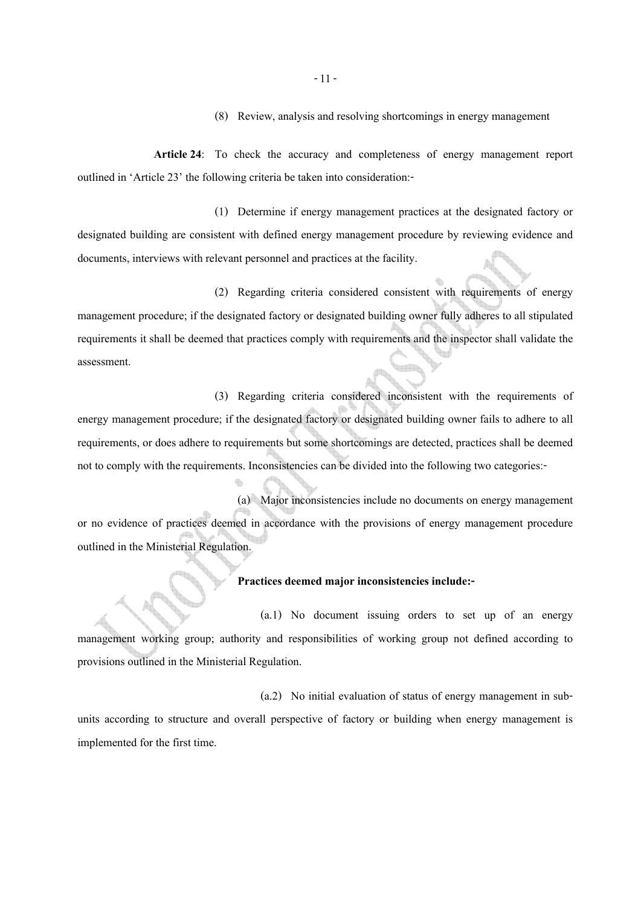(8) Review, analysis and resolving shortcomings in energy management

**Article 24**: To check the accuracy and completeness of energy management report outlined in 'Article 23' the following criteria be taken into consideration:-

(1) Determine if energy management practices at the designated factory or designated building are consistent with defined energy management procedure by reviewing evidence and documents, interviews with relevant personnel and practices at the facility.

(2) Regarding criteria considered consistent with requirements of energy management procedure; if the designated factory or designated building owner fully adheres to all stipulated requirements it shall be deemed that practices comply with requirements and the inspector shall validate the assessment.

(3) Regarding criteria considered inconsistent with the requirements of energy management procedure; if the designated factory or designated building owner fails to adhere to all requirements, or does adhere to requirements but some shortcomings are detected, practices shall be deemed not to comply with the requirements. Inconsistencies can be divided into the following two categories:-

(a) Major inconsistencies include no documents on energy management or no evidence of practices deemed in accordance with the provisions of energy management procedure outlined in the Ministerial Regulation.

**Practices deemed major inconsistencies include:-**

(a.1) No document issuing orders to set up of an energy management working group; authority and responsibilities of working group not defined according to provisions outlined in the Ministerial Regulation.

(a.2) No initial evaluation of status of energy management in sub-units according to structure and overall perspective of factory or building when energy management is implemented for the first time.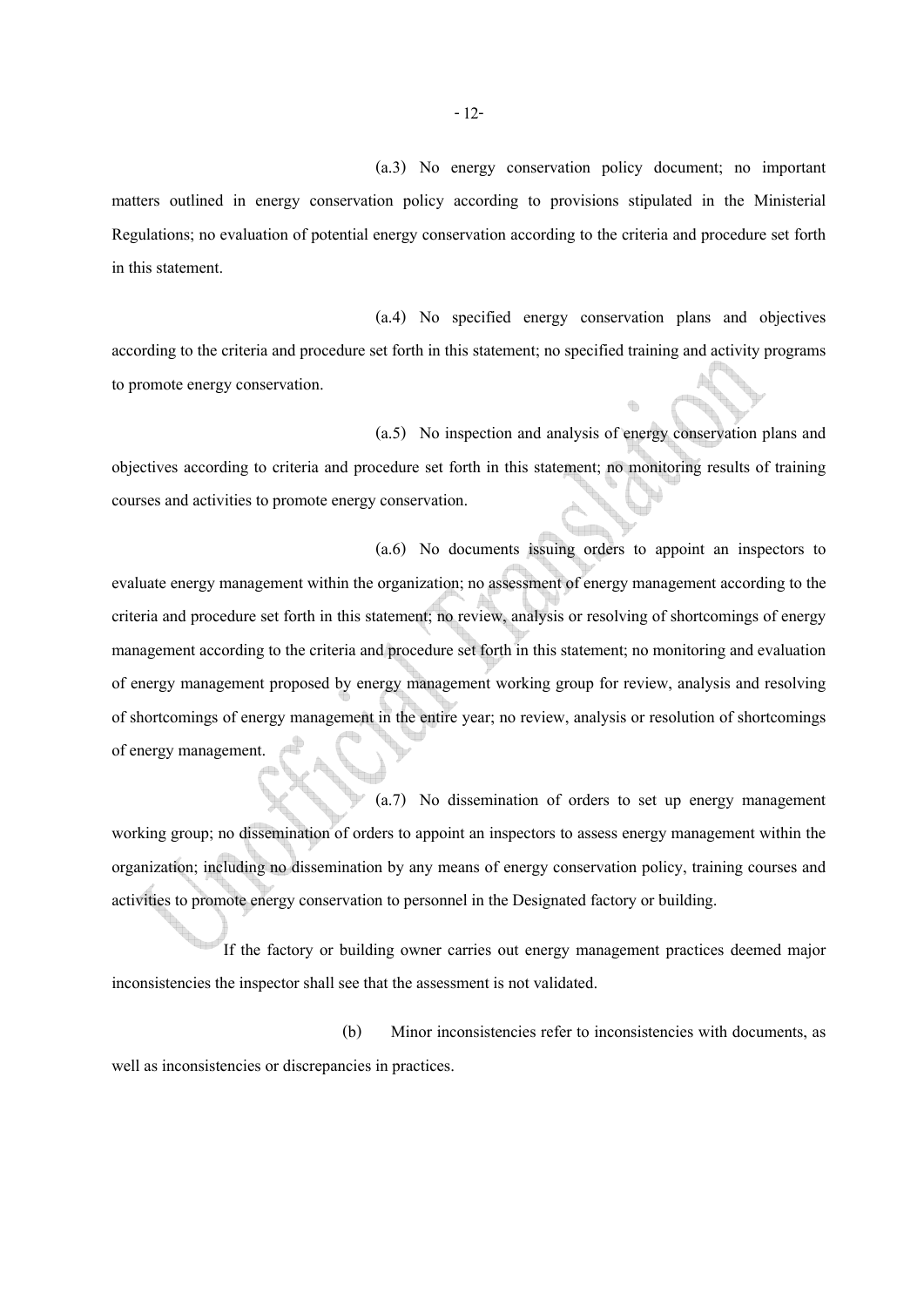(a.3) No energy conservation policy document; no important matters outlined in energy conservation policy according to provisions stipulated in the Ministerial Regulations; no evaluation of potential energy conservation according to the criteria and procedure set forth in this statement.

(a.4) No specified energy conservation plans and objectives according to the criteria and procedure set forth in this statement; no specified training and activity programs to promote energy conservation.

(a.5) No inspection and analysis of energy conservation plans and objectives according to criteria and procedure set forth in this statement; no monitoring results of training courses and activities to promote energy conservation.

(a.6) No documents issuing orders to appoint an inspectors to evaluate energy management within the organization; no assessment of energy management according to the criteria and procedure set forth in this statement; no review, analysis or resolving of shortcomings of energy management according to the criteria and procedure set forth in this statement; no monitoring and evaluation of energy management proposed by energy management working group for review, analysis and resolving of shortcomings of energy management in the entire year; no review, analysis or resolution of shortcomings of energy management.

(a.7) No dissemination of orders to set up energy management working group; no dissemination of orders to appoint an inspectors to assess energy management within the organization; including no dissemination by any means of energy conservation policy, training courses and activities to promote energy conservation to personnel in the Designated factory or building.

If the factory or building owner carries out energy management practices deemed major inconsistencies the inspector shall see that the assessment is not validated.

(b) Minor inconsistencies refer to inconsistencies with documents, as well as inconsistencies or discrepancies in practices.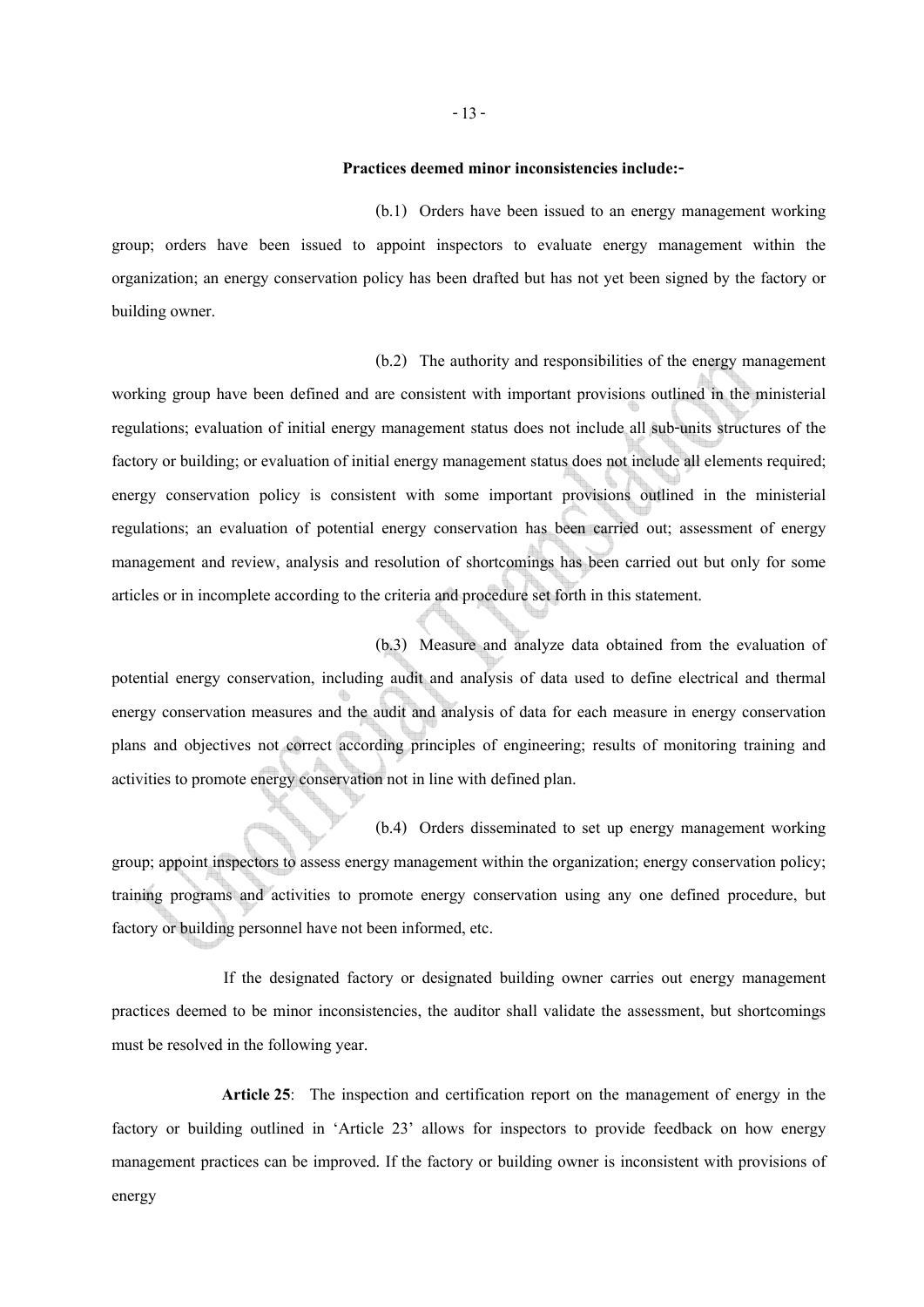**Practices deemed minor inconsistencies include:-**

(b.1) Orders have been issued to an energy management working group; orders have been issued to appoint inspectors to evaluate energy management within the organization; an energy conservation policy has been drafted but has not yet been signed by the factory or building owner.

(b.2) The authority and responsibilities of the energy management working group have been defined and are consistent with important provisions outlined in the ministerial regulations; evaluation of initial energy management status does not include all sub-units structures of the factory or building; or evaluation of initial energy management status does not include all elements required; energy conservation policy is consistent with some important provisions outlined in the ministerial regulations; an evaluation of potential energy conservation has been carried out; assessment of energy management and review, analysis and resolution of shortcomings has been carried out but only for some articles or in incomplete according to the criteria and procedure set forth in this statement.

(b.3) Measure and analyze data obtained from the evaluation of potential energy conservation, including audit and analysis of data used to define electrical and thermal energy conservation measures and the audit and analysis of data for each measure in energy conservation plans and objectives not correct according principles of engineering; results of monitoring training and activities to promote energy conservation not in line with defined plan.

(b.4) Orders disseminated to set up energy management working group; appoint inspectors to assess energy management within the organization; energy conservation policy; training programs and activities to promote energy conservation using any one defined procedure, but factory or building personnel have not been informed, etc.

If the designated factory or designated building owner carries out energy management practices deemed to be minor inconsistencies, the auditor shall validate the assessment, but shortcomings must be resolved in the following year.

**Article 25**: The inspection and certification report on the management of energy in the factory or building outlined in 'Article 23' allows for inspectors to provide feedback on how energy management practices can be improved. If the factory or building owner is inconsistent with provisions of energy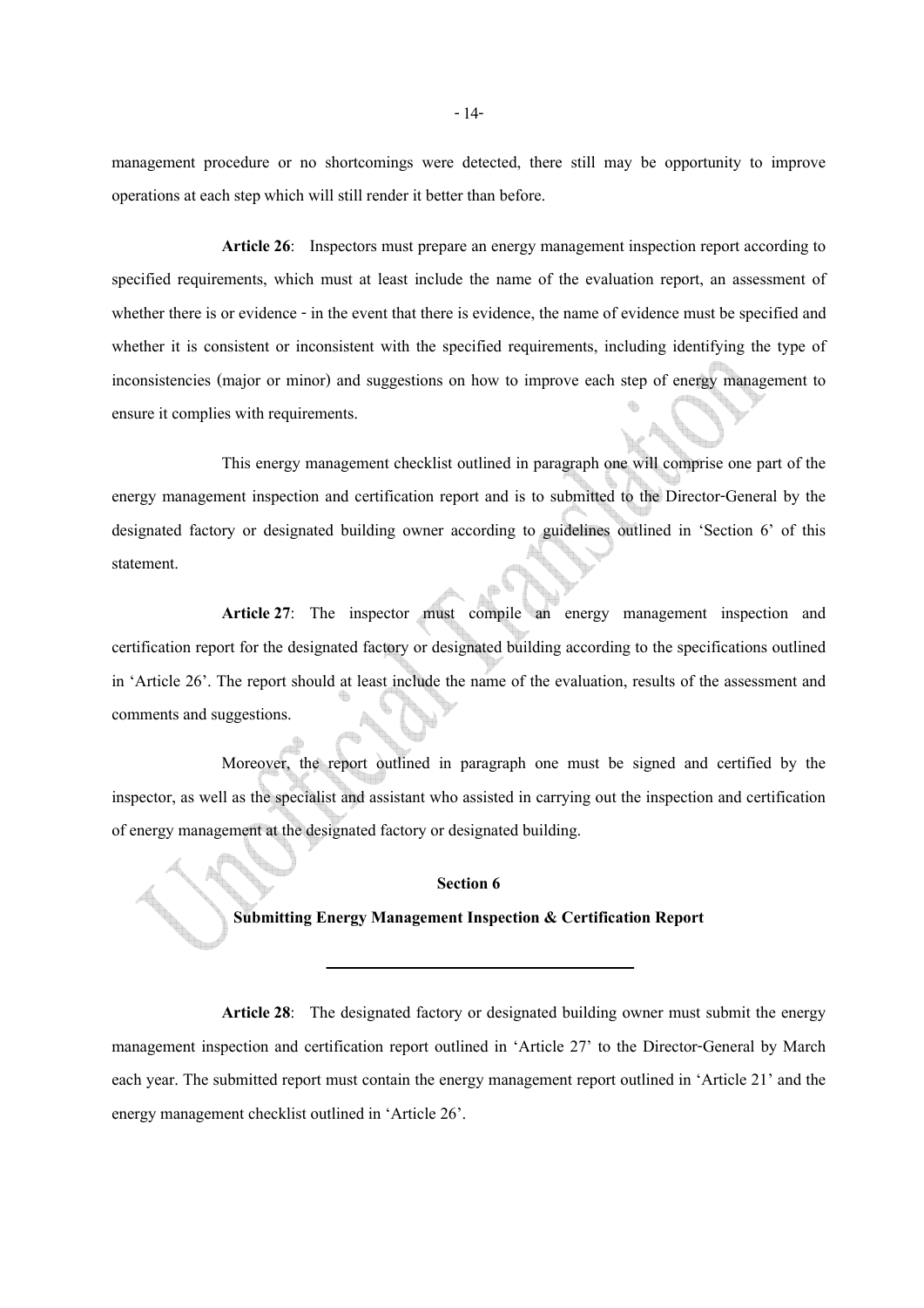management procedure or no shortcomings were detected, there still may be opportunity to improve operations at each step which will still render it better than before.

**Article 26**: Inspectors must prepare an energy management inspection report according to specified requirements, which must at least include the name of the evaluation report, an assessment of whether there is or evidence - in the event that there is evidence, the name of evidence must be specified and whether it is consistent or inconsistent with the specified requirements, including identifying the type of inconsistencies (major or minor) and suggestions on how to improve each step of energy management to ensure it complies with requirements.

This energy management checklist outlined in paragraph one will comprise one part of the energy management inspection and certification report and is to submitted to the Director-General by the designated factory or designated building owner according to guidelines outlined in 'Section 6' of this statement.

**Article 27**: The inspector must compile an energy management inspection and certification report for the designated factory or designated building according to the specifications outlined in 'Article 26'. The report should at least include the name of the evaluation, results of the assessment and comments and suggestions.

Moreover, the report outlined in paragraph one must be signed and certified by the inspector, as well as the specialist and assistant who assisted in carrying out the inspection and certification of energy management at the designated factory or designated building.

## Section 6

## Submitting Energy Management Inspection & Certification Report

---

**Article 28**: The designated factory or designated building owner must submit the energy management inspection and certification report outlined in 'Article 27' to the Director-General by March each year. The submitted report must contain the energy management report outlined in 'Article 21' and the energy management checklist outlined in 'Article 26'.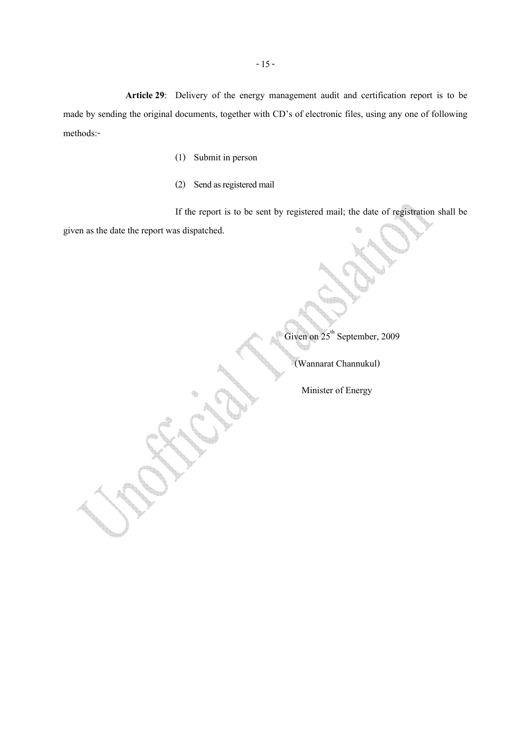**Article 29**: Delivery of the energy management audit and certification report is to be made by sending the original documents, together with CD's of electronic files, using any one of following methods:-

(1) Submit in person

(2) Send as registered mail

If the report is to be sent by registered mail; the date of registration shall be given as the date the report was dispatched.

Given on 25th September, 2009

(Wannarat Channukul)

Minister of Energy